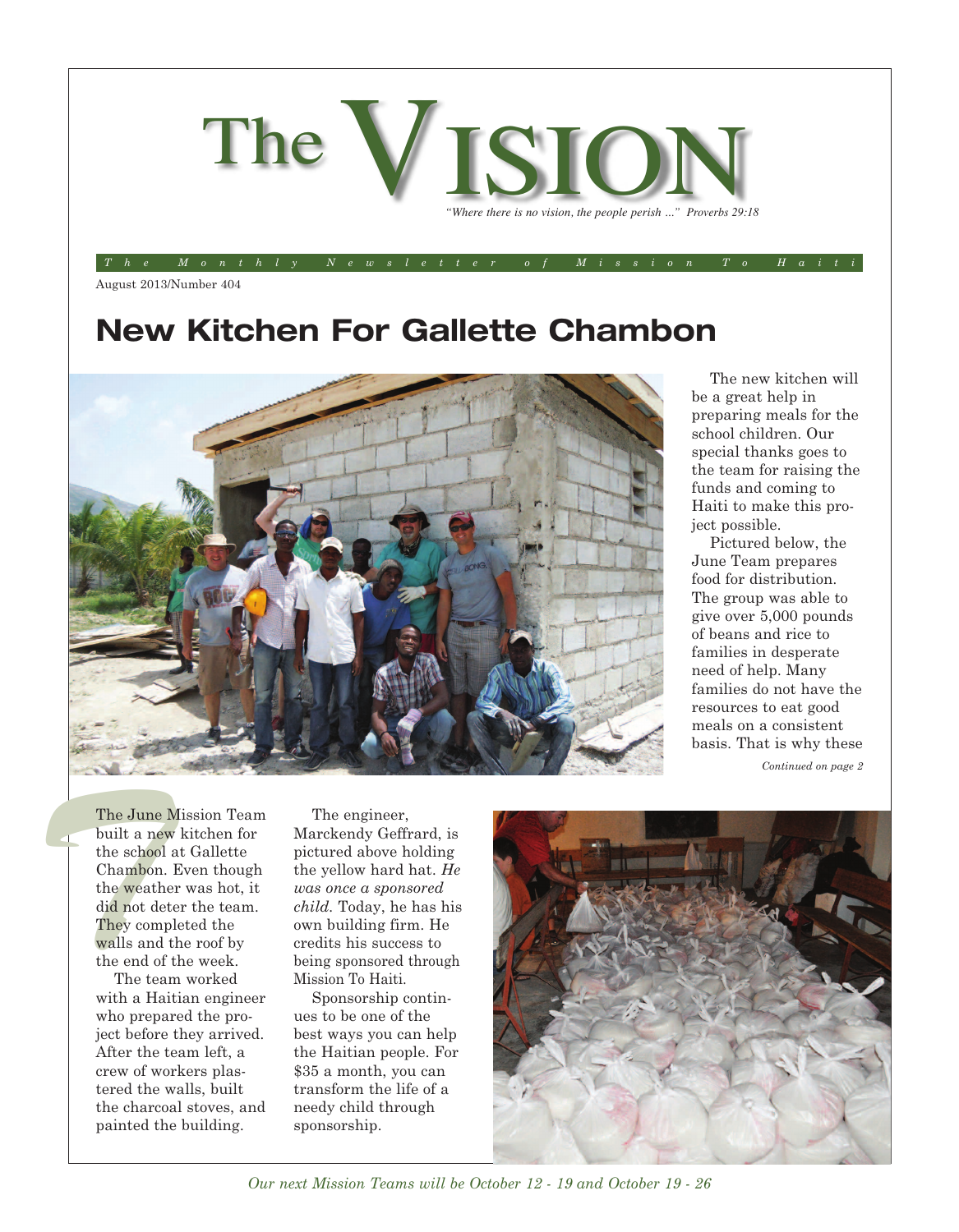# The VISION

*"Where there is no vision, the people perish ..." Proverbs 29:18*

*The Monthly Newsletter of Mission To Haiti*

August 2013/Number 404

## New Kitchen For Gallette Chambon

The new kitchen will be a great help in preparing meals for the school children. Our special thanks goes to the team for raising the funds and coming to Haiti to make this project possible.

Pictured below, the June Team prepares food for distribution. The group was able to give over 5,000 pounds of beans and rice to families in desperate need of help. Many families do not have the resources to eat good meals on a consistent basis. That is why these

*Continued on page 2*

The June Mission Team built a new kitchen for the school at Gallette Chambon. Even though the weather was hot, it did not deter the team. They completed the walls and the roof by the end of the week.

The team worked with a Haitian engineer who prepared the project before they arrived. After the team left, a crew of workers plastered the walls, built the charcoal stoves, and painted the building.

The engineer, Marckendy Geffrard, is pictured above holding the yellow hard hat. *He was once a sponsored child.* Today, he has his own building firm. He credits his success to being sponsored through Mission To Haiti.

Sponsorship continues to be one of the best ways you can help the Haitian people. For $35 a month, you can transform the life of a needy child through sponsorship.

*Our next Mission Teams will be October 12 - 19 and October 19 - 26*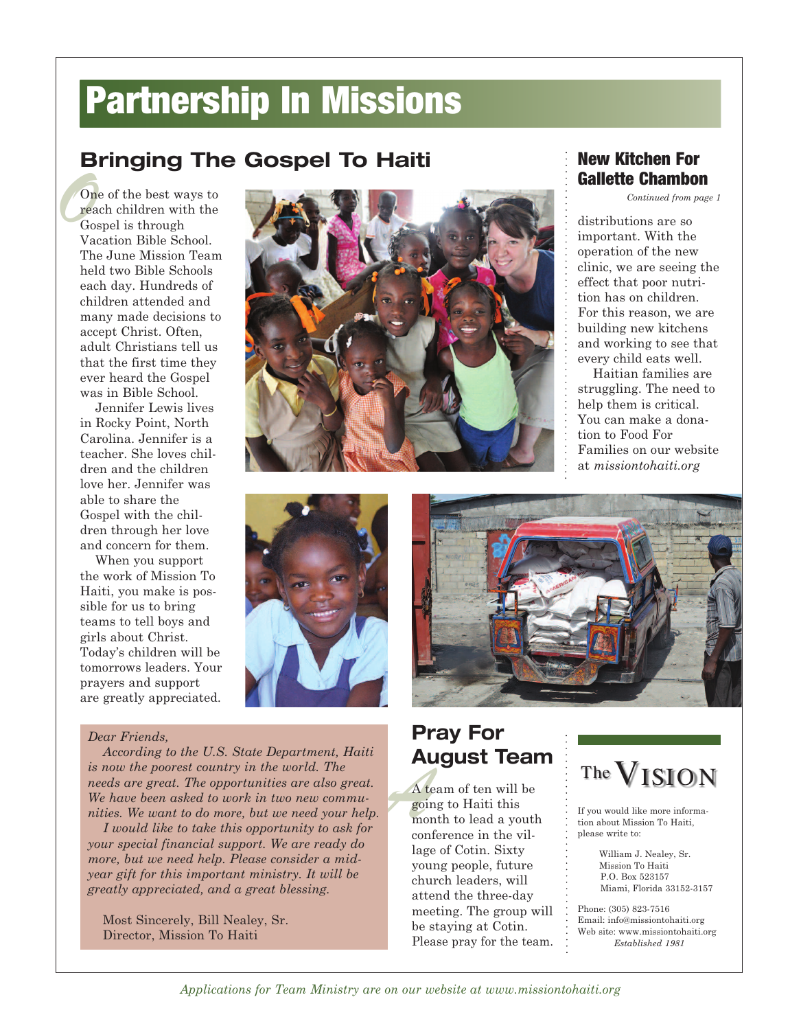# Partnership In Missions

## Bringing The Gospel To Haiti

One of the best ways to reach children with the Gospel is through Vacation Bible School. The June Mission Team held two Bible Schools each day. Hundreds of children attended and many made decisions to accept Christ. Often, adult Christians tell us that the first time they ever heard the Gospel was in Bible School.

Jennifer Lewis lives in Rocky Point, North Carolina. Jennifer is a teacher. She loves children and the children love her. Jennifer was able to share the Gospel with the children through her love and concern for them.

When you support the work of Mission To Haiti, you make is possible for us to bring teams to tell boys and girls about Christ. Today's children will be tomorrows leaders. Your prayers and support are greatly appreciated.

## New Kitchen For Gallette Chambon

*Continued from page 1*

distributions are so important. With the operation of the new clinic, we are seeing the effect that poor nutrition has on children. For this reason, we are building new kitchens and working to see that every child eats well.

Haitian families are struggling. The need to help them is critical. You can make a donation to Food For Families on our website at *missiontohaiti.org*

*Dear Friends,*

*According to the U.S. State Department, Haiti is now the poorest country in the world. The needs are great. The opportunities are also great. We have been asked to work in two new communities. We want to do more, but we need your help.*

*I would like to take this opportunity to ask for your special financial support. We are ready do more, but we need help. Please consider a mid-year gift for this important ministry. It will be greatly appreciated, and a great blessing.*

Most Sincerely, Bill Nealey, Sr.
Director, Mission To Haiti

## Pray For August Team

A team of ten will be going to Haiti this month to lead a youth conference in the village of Cotin. Sixty young people, future church leaders, will attend the three-day meeting. The group will be staying at Cotin. Please pray for the team.

## The VISION

If you would like more information about Mission To Haiti, please write to:

William J. Nealey, Sr.
Mission To Haiti
P.O. Box 523157
Miami, Florida 33152-3157

Phone: (305) 823-7516
Email: info@missiontohaiti.org
Web site: www.missiontohaiti.org
*Established 1981*

*Applications for Team Ministry are on our website at www.missiontohaiti.org*